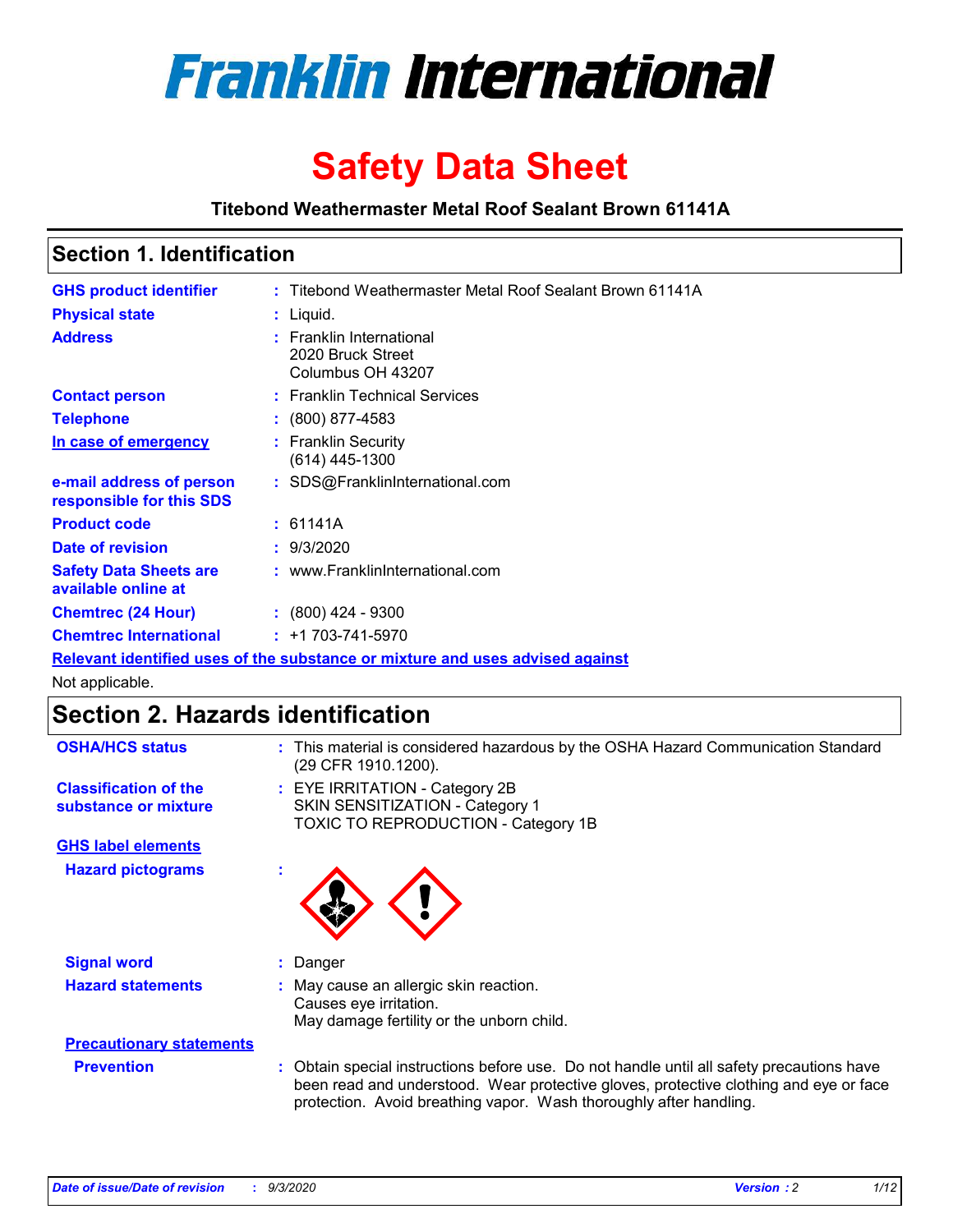# Franklin International

# Safety Data Sheet

**Titebond Weathermaster Metal Roof Sealant Brown 61141A**

## Section 1. Identification

| | | |
|---|---|---|
| **GHS product identifier** | : | Titebond Weathermaster Metal Roof Sealant Brown 61141A |
| **Physical state** | : | Liquid. |
| **Address** | : | Franklin International<br>2020 Bruck Street<br>Columbus OH 43207 |
| **Contact person** | : | Franklin Technical Services |
| **Telephone** | : | (800) 877-4583 |
| **In case of emergency** | : | Franklin Security<br>(614) 445-1300 |
| **e-mail address of person responsible for this SDS** | : | SDS@FranklinInternational.com |
| **Product code** | : | 61141A |
| **Date of revision** | : | 9/3/2020 |
| **Safety Data Sheets are available online at** | : | www.FranklinInternational.com |
| **Chemtrec (24 Hour)** | : | (800) 424 - 9300 |
| **Chemtrec International** | : | +1 703-741-5970 |

**Relevant identified uses of the substance or mixture and uses advised against**

Not applicable.

## Section 2. Hazards identification

| | | |
|---|---|---|
| **OSHA/HCS status** | : | This material is considered hazardous by the OSHA Hazard Communication Standard (29 CFR 1910.1200). |
| **Classification of the substance or mixture** | : | EYE IRRITATION - Category 2B<br>SKIN SENSITIZATION - Category 1<br>TOXIC TO REPRODUCTION - Category 1B |

**GHS label elements**

| | | |
|---|---|---|
| **Hazard pictograms** | : | |
| **Signal word** | : | Danger |
| **Hazard statements** | : | May cause an allergic skin reaction.<br>Causes eye irritation.<br>May damage fertility or the unborn child. |

**Precautionary statements**

| | | |
|---|---|---|
| **Prevention** | : | Obtain special instructions before use. Do not handle until all safety precautions have been read and understood. Wear protective gloves, protective clothing and eye or face protection. Avoid breathing vapor. Wash thoroughly after handling. |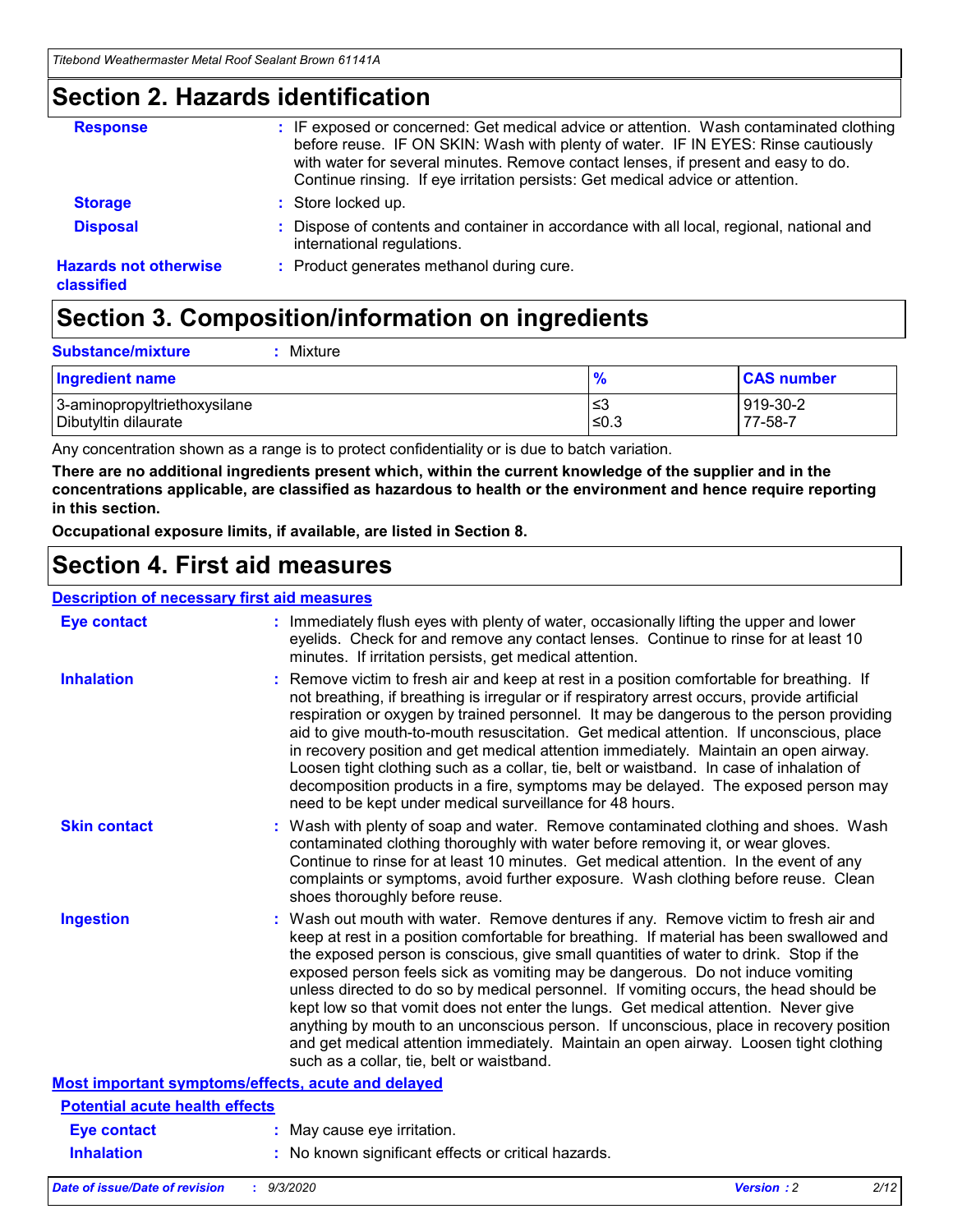## Section 2. Hazards identification

**Response** : IF exposed or concerned: Get medical advice or attention. Wash contaminated clothing before reuse. IF ON SKIN: Wash with plenty of water. IF IN EYES: Rinse cautiously with water for several minutes. Remove contact lenses, if present and easy to do. Continue rinsing. If eye irritation persists: Get medical advice or attention.

**Storage** : Store locked up.

**Disposal** : Dispose of contents and container in accordance with all local, regional, national and international regulations.

**Hazards not otherwise classified** : Product generates methanol during cure.

## Section 3. Composition/information on ingredients

**Substance/mixture** : Mixture

| Ingredient name | % | CAS number |
|---|---|---|
| 3-aminopropyltriethoxysilane | ≤3 | 919-30-2 |
| Dibutyltin dilaurate | ≤0.3 | 77-58-7 |

Any concentration shown as a range is to protect confidentiality or is due to batch variation.

**There are no additional ingredients present which, within the current knowledge of the supplier and in the concentrations applicable, are classified as hazardous to health or the environment and hence require reporting in this section.**

**Occupational exposure limits, if available, are listed in Section 8.**

## Section 4. First aid measures

### Description of necessary first aid measures

**Eye contact** : Immediately flush eyes with plenty of water, occasionally lifting the upper and lower eyelids. Check for and remove any contact lenses. Continue to rinse for at least 10 minutes. If irritation persists, get medical attention.

**Inhalation** : Remove victim to fresh air and keep at rest in a position comfortable for breathing. If not breathing, if breathing is irregular or if respiratory arrest occurs, provide artificial respiration or oxygen by trained personnel. It may be dangerous to the person providing aid to give mouth-to-mouth resuscitation. Get medical attention. If unconscious, place in recovery position and get medical attention immediately. Maintain an open airway. Loosen tight clothing such as a collar, tie, belt or waistband. In case of inhalation of decomposition products in a fire, symptoms may be delayed. The exposed person may need to be kept under medical surveillance for 48 hours.

**Skin contact** : Wash with plenty of soap and water. Remove contaminated clothing and shoes. Wash contaminated clothing thoroughly with water before removing it, or wear gloves. Continue to rinse for at least 10 minutes. Get medical attention. In the event of any complaints or symptoms, avoid further exposure. Wash clothing before reuse. Clean shoes thoroughly before reuse.

**Ingestion** : Wash out mouth with water. Remove dentures if any. Remove victim to fresh air and keep at rest in a position comfortable for breathing. If material has been swallowed and the exposed person is conscious, give small quantities of water to drink. Stop if the exposed person feels sick as vomiting may be dangerous. Do not induce vomiting unless directed to do so by medical personnel. If vomiting occurs, the head should be kept low so that vomit does not enter the lungs. Get medical attention. Never give anything by mouth to an unconscious person. If unconscious, place in recovery position and get medical attention immediately. Maintain an open airway. Loosen tight clothing such as a collar, tie, belt or waistband.

### Most important symptoms/effects, acute and delayed

#### Potential acute health effects

**Eye contact** : May cause eye irritation.

**Inhalation** : No known significant effects or critical hazards.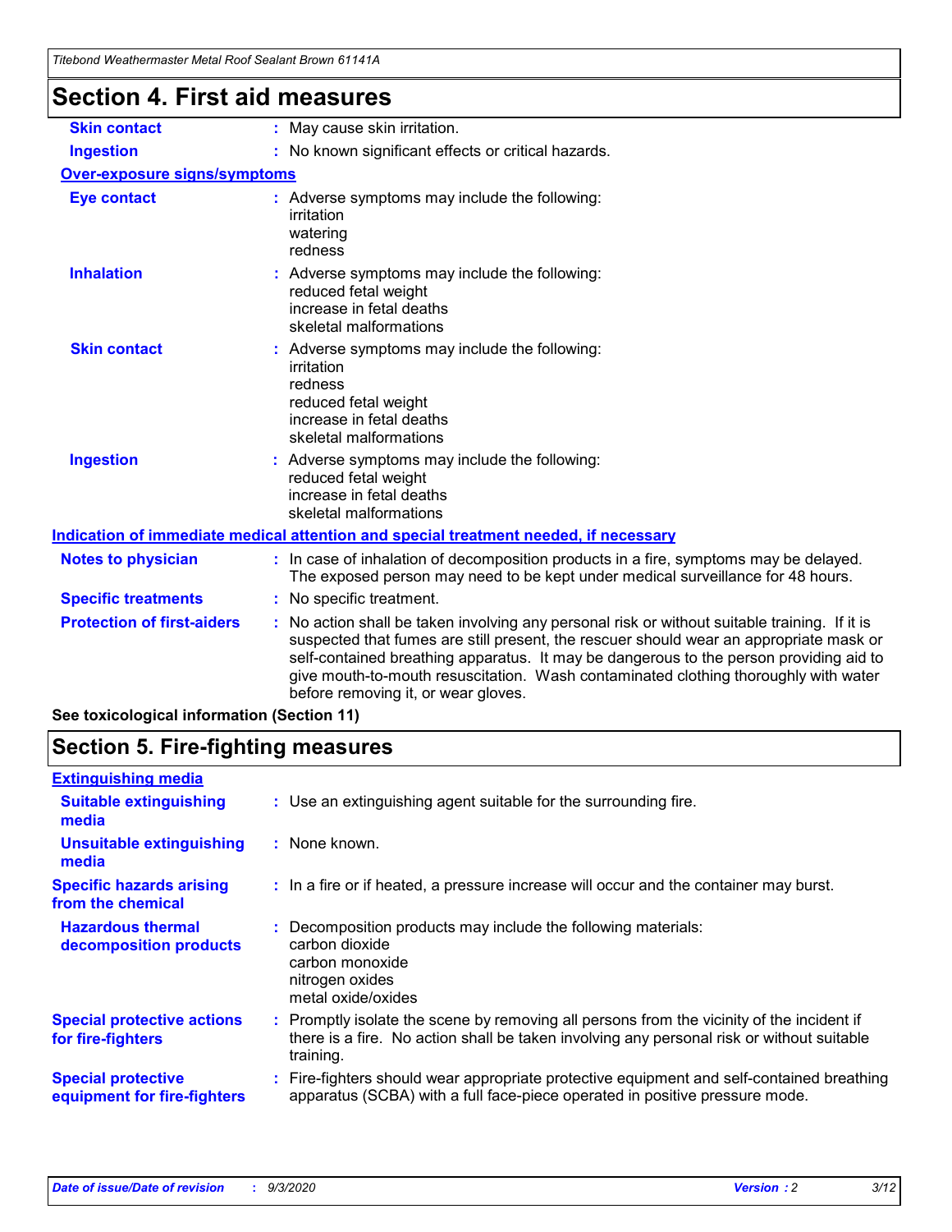# Section 4. First aid measures

| | |
|---|---|
| **Skin contact** | : May cause skin irritation. |
| **Ingestion** | : No known significant effects or critical hazards. |

**Over-exposure signs/symptoms**

| | |
|---|---|
| **Eye contact** | : Adverse symptoms may include the following:<br>irritation<br>watering<br>redness |
| **Inhalation** | : Adverse symptoms may include the following:<br>reduced fetal weight<br>increase in fetal deaths<br>skeletal malformations |
| **Skin contact** | : Adverse symptoms may include the following:<br>irritation<br>redness<br>reduced fetal weight<br>increase in fetal deaths<br>skeletal malformations |
| **Ingestion** | : Adverse symptoms may include the following:<br>reduced fetal weight<br>increase in fetal deaths<br>skeletal malformations |

**Indication of immediate medical attention and special treatment needed, if necessary**

| | |
|---|---|
| **Notes to physician** | : In case of inhalation of decomposition products in a fire, symptoms may be delayed. The exposed person may need to be kept under medical surveillance for 48 hours. |
| **Specific treatments** | : No specific treatment. |
| **Protection of first-aiders** | : No action shall be taken involving any personal risk or without suitable training. If it is suspected that fumes are still present, the rescuer should wear an appropriate mask or self-contained breathing apparatus. It may be dangerous to the person providing aid to give mouth-to-mouth resuscitation. Wash contaminated clothing thoroughly with water before removing it, or wear gloves. |

**See toxicological information (Section 11)**

# Section 5. Fire-fighting measures

**Extinguishing media**

| | |
|---|---|
| **Suitable extinguishing media** | : Use an extinguishing agent suitable for the surrounding fire. |
| **Unsuitable extinguishing media** | : None known. |
| **Specific hazards arising from the chemical** | : In a fire or if heated, a pressure increase will occur and the container may burst. |
| **Hazardous thermal decomposition products** | : Decomposition products may include the following materials:<br>carbon dioxide<br>carbon monoxide<br>nitrogen oxides<br>metal oxide/oxides |
| **Special protective actions for fire-fighters** | : Promptly isolate the scene by removing all persons from the vicinity of the incident if there is a fire. No action shall be taken involving any personal risk or without suitable training. |
| **Special protective equipment for fire-fighters** | : Fire-fighters should wear appropriate protective equipment and self-contained breathing apparatus (SCBA) with a full face-piece operated in positive pressure mode. |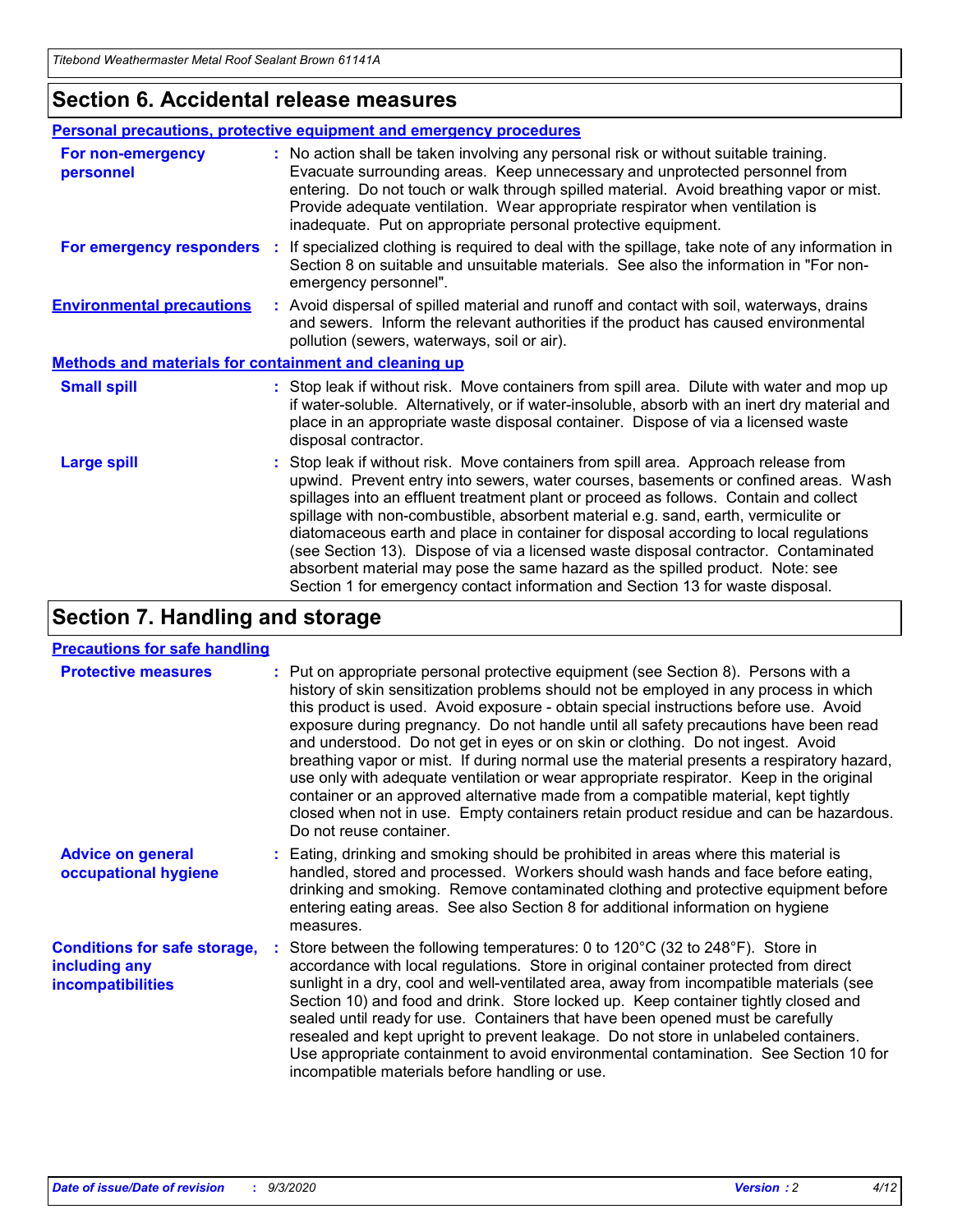## Section 6. Accidental release measures

### Personal precautions, protective equipment and emergency procedures

**For non-emergency personnel** : No action shall be taken involving any personal risk or without suitable training. Evacuate surrounding areas. Keep unnecessary and unprotected personnel from entering. Do not touch or walk through spilled material. Avoid breathing vapor or mist. Provide adequate ventilation. Wear appropriate respirator when ventilation is inadequate. Put on appropriate personal protective equipment.

**For emergency responders** : If specialized clothing is required to deal with the spillage, take note of any information in Section 8 on suitable and unsuitable materials. See also the information in "For non-emergency personnel".

**Environmental precautions** : Avoid dispersal of spilled material and runoff and contact with soil, waterways, drains and sewers. Inform the relevant authorities if the product has caused environmental pollution (sewers, waterways, soil or air).

### Methods and materials for containment and cleaning up

**Small spill** : Stop leak if without risk. Move containers from spill area. Dilute with water and mop up if water-soluble. Alternatively, or if water-insoluble, absorb with an inert dry material and place in an appropriate waste disposal container. Dispose of via a licensed waste disposal contractor.

**Large spill** : Stop leak if without risk. Move containers from spill area. Approach release from upwind. Prevent entry into sewers, water courses, basements or confined areas. Wash spillages into an effluent treatment plant or proceed as follows. Contain and collect spillage with non-combustible, absorbent material e.g. sand, earth, vermiculite or diatomaceous earth and place in container for disposal according to local regulations (see Section 13). Dispose of via a licensed waste disposal contractor. Contaminated absorbent material may pose the same hazard as the spilled product. Note: see Section 1 for emergency contact information and Section 13 for waste disposal.

## Section 7. Handling and storage

### Precautions for safe handling

**Protective measures** : Put on appropriate personal protective equipment (see Section 8). Persons with a history of skin sensitization problems should not be employed in any process in which this product is used. Avoid exposure - obtain special instructions before use. Avoid exposure during pregnancy. Do not handle until all safety precautions have been read and understood. Do not get in eyes or on skin or clothing. Do not ingest. Avoid breathing vapor or mist. If during normal use the material presents a respiratory hazard, use only with adequate ventilation or wear appropriate respirator. Keep in the original container or an approved alternative made from a compatible material, kept tightly closed when not in use. Empty containers retain product residue and can be hazardous. Do not reuse container.

**Advice on general occupational hygiene** : Eating, drinking and smoking should be prohibited in areas where this material is handled, stored and processed. Workers should wash hands and face before eating, drinking and smoking. Remove contaminated clothing and protective equipment before entering eating areas. See also Section 8 for additional information on hygiene measures.

**Conditions for safe storage, including any incompatibilities** : Store between the following temperatures: 0 to 120°C (32 to 248°F). Store in accordance with local regulations. Store in original container protected from direct sunlight in a dry, cool and well-ventilated area, away from incompatible materials (see Section 10) and food and drink. Store locked up. Keep container tightly closed and sealed until ready for use. Containers that have been opened must be carefully resealed and kept upright to prevent leakage. Do not store in unlabeled containers. Use appropriate containment to avoid environmental contamination. See Section 10 for incompatible materials before handling or use.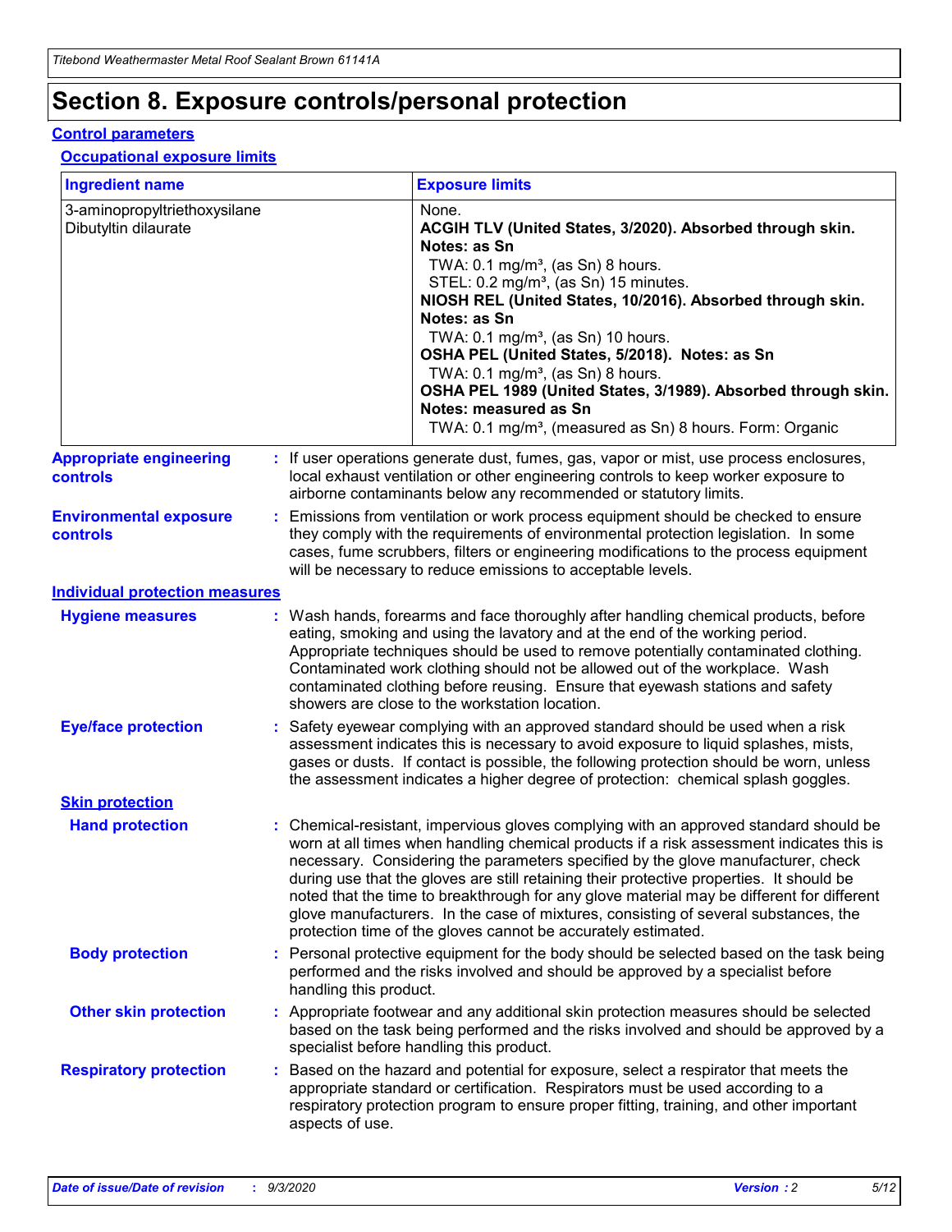# Section 8. Exposure controls/personal protection

## Control parameters

### Occupational exposure limits

| Ingredient name | Exposure limits |
|---|---|
| 3-aminopropyltriethoxysilane | None. |
| Dibutyltin dilaurate | **ACGIH TLV (United States, 3/2020). Absorbed through skin. Notes: as Sn**<br>TWA: 0.1 mg/m³, (as Sn) 8 hours.<br>STEL: 0.2 mg/m³, (as Sn) 15 minutes.<br>**NIOSH REL (United States, 10/2016). Absorbed through skin. Notes: as Sn**<br>TWA: 0.1 mg/m³, (as Sn) 10 hours.<br>**OSHA PEL (United States, 5/2018). Notes: as Sn**<br>TWA: 0.1 mg/m³, (as Sn) 8 hours.<br>**OSHA PEL 1989 (United States, 3/1989). Absorbed through skin. Notes: measured as Sn**<br>TWA: 0.1 mg/m³, (measured as Sn) 8 hours. Form: Organic |

**Appropriate engineering controls** : If user operations generate dust, fumes, gas, vapor or mist, use process enclosures, local exhaust ventilation or other engineering controls to keep worker exposure to airborne contaminants below any recommended or statutory limits.

**Environmental exposure controls** : Emissions from ventilation or work process equipment should be checked to ensure they comply with the requirements of environmental protection legislation. In some cases, fume scrubbers, filters or engineering modifications to the process equipment will be necessary to reduce emissions to acceptable levels.

## Individual protection measures

**Hygiene measures** : Wash hands, forearms and face thoroughly after handling chemical products, before eating, smoking and using the lavatory and at the end of the working period. Appropriate techniques should be used to remove potentially contaminated clothing. Contaminated work clothing should not be allowed out of the workplace. Wash contaminated clothing before reusing. Ensure that eyewash stations and safety showers are close to the workstation location.

**Eye/face protection** : Safety eyewear complying with an approved standard should be used when a risk assessment indicates this is necessary to avoid exposure to liquid splashes, mists, gases or dusts. If contact is possible, the following protection should be worn, unless the assessment indicates a higher degree of protection: chemical splash goggles.

### Skin protection

**Hand protection** : Chemical-resistant, impervious gloves complying with an approved standard should be worn at all times when handling chemical products if a risk assessment indicates this is necessary. Considering the parameters specified by the glove manufacturer, check during use that the gloves are still retaining their protective properties. It should be noted that the time to breakthrough for any glove material may be different for different glove manufacturers. In the case of mixtures, consisting of several substances, the protection time of the gloves cannot be accurately estimated.

**Body protection** : Personal protective equipment for the body should be selected based on the task being performed and the risks involved and should be approved by a specialist before handling this product.

**Other skin protection** : Appropriate footwear and any additional skin protection measures should be selected based on the task being performed and the risks involved and should be approved by a specialist before handling this product.

**Respiratory protection** : Based on the hazard and potential for exposure, select a respirator that meets the appropriate standard or certification. Respirators must be used according to a respiratory protection program to ensure proper fitting, training, and other important aspects of use.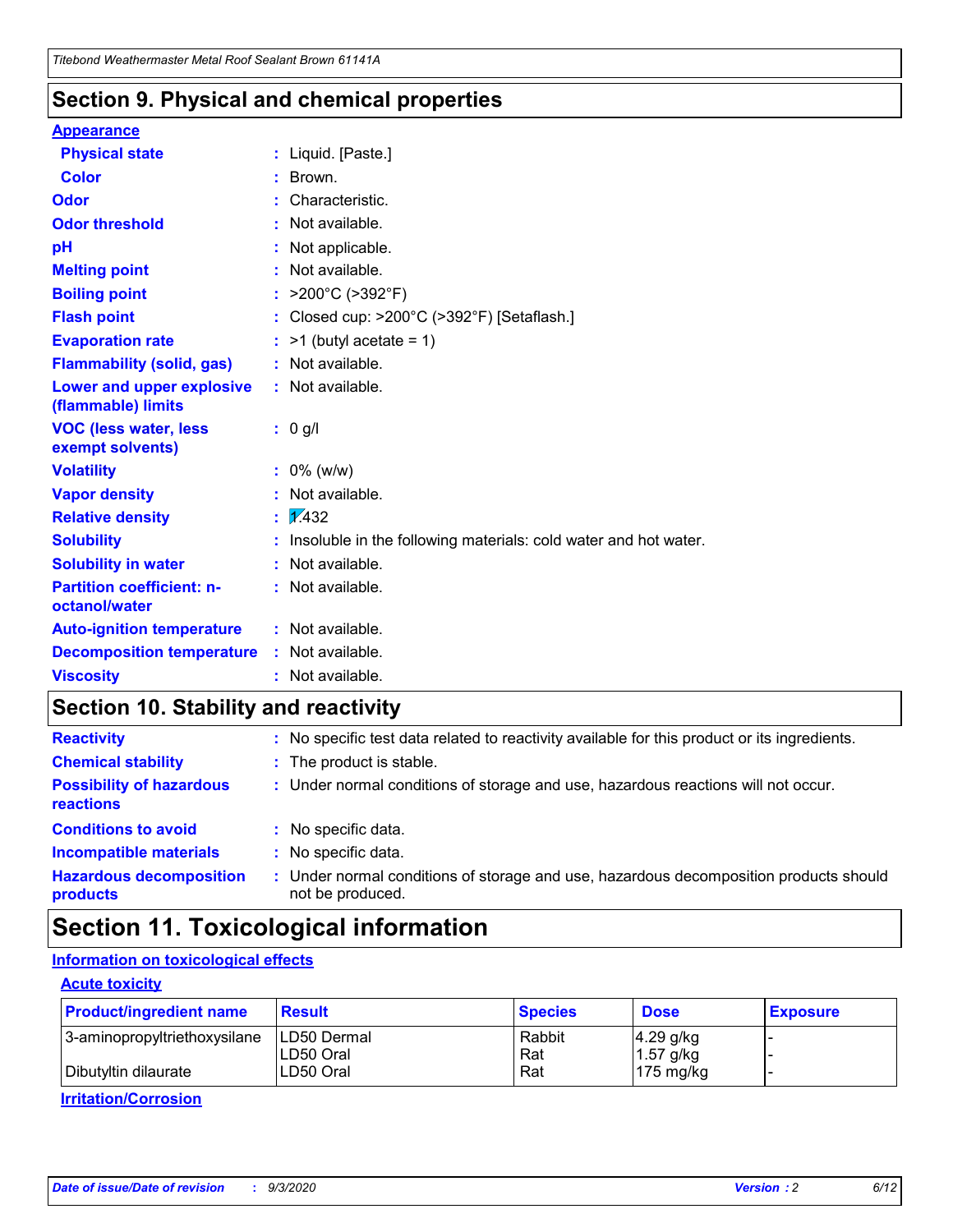## Section 9. Physical and chemical properties

**Appearance**

| | |
|---|---|
| **Physical state** | : Liquid. [Paste.] |
| **Color** | : Brown. |
| **Odor** | : Characteristic. |
| **Odor threshold** | : Not available. |
| **pH** | : Not applicable. |
| **Melting point** | : Not available. |
| **Boiling point** | : >200°C (>392°F) |
| **Flash point** | : Closed cup: >200°C (>392°F) [Setaflash.] |
| **Evaporation rate** | : >1 (butyl acetate = 1) |
| **Flammability (solid, gas)** | : Not available. |
| **Lower and upper explosive (flammable) limits** | : Not available. |
| **VOC (less water, less exempt solvents)** | : 0 g/l |
| **Volatility** | : 0% (w/w) |
| **Vapor density** | : Not available. |
| **Relative density** | : 1.432 |
| **Solubility** | : Insoluble in the following materials: cold water and hot water. |
| **Solubility in water** | : Not available. |
| **Partition coefficient: n-octanol/water** | : Not available. |
| **Auto-ignition temperature** | : Not available. |
| **Decomposition temperature** | : Not available. |
| **Viscosity** | : Not available. |

## Section 10. Stability and reactivity

| | |
|---|---|
| **Reactivity** | : No specific test data related to reactivity available for this product or its ingredients. |
| **Chemical stability** | : The product is stable. |
| **Possibility of hazardous reactions** | : Under normal conditions of storage and use, hazardous reactions will not occur. |
| **Conditions to avoid** | : No specific data. |
| **Incompatible materials** | : No specific data. |
| **Hazardous decomposition products** | : Under normal conditions of storage and use, hazardous decomposition products should not be produced. |

## Section 11. Toxicological information

**Information on toxicological effects**

**Acute toxicity**

| Product/ingredient name | Result | Species | Dose | Exposure |
|---|---|---|---|---|
| 3-aminopropyltriethoxysilane | LD50 Dermal | Rabbit | 4.29 g/kg | - |
| | LD50 Oral | Rat | 1.57 g/kg | - |
| Dibutyltin dilaurate | LD50 Oral | Rat | 175 mg/kg | - |

**Irritation/Corrosion**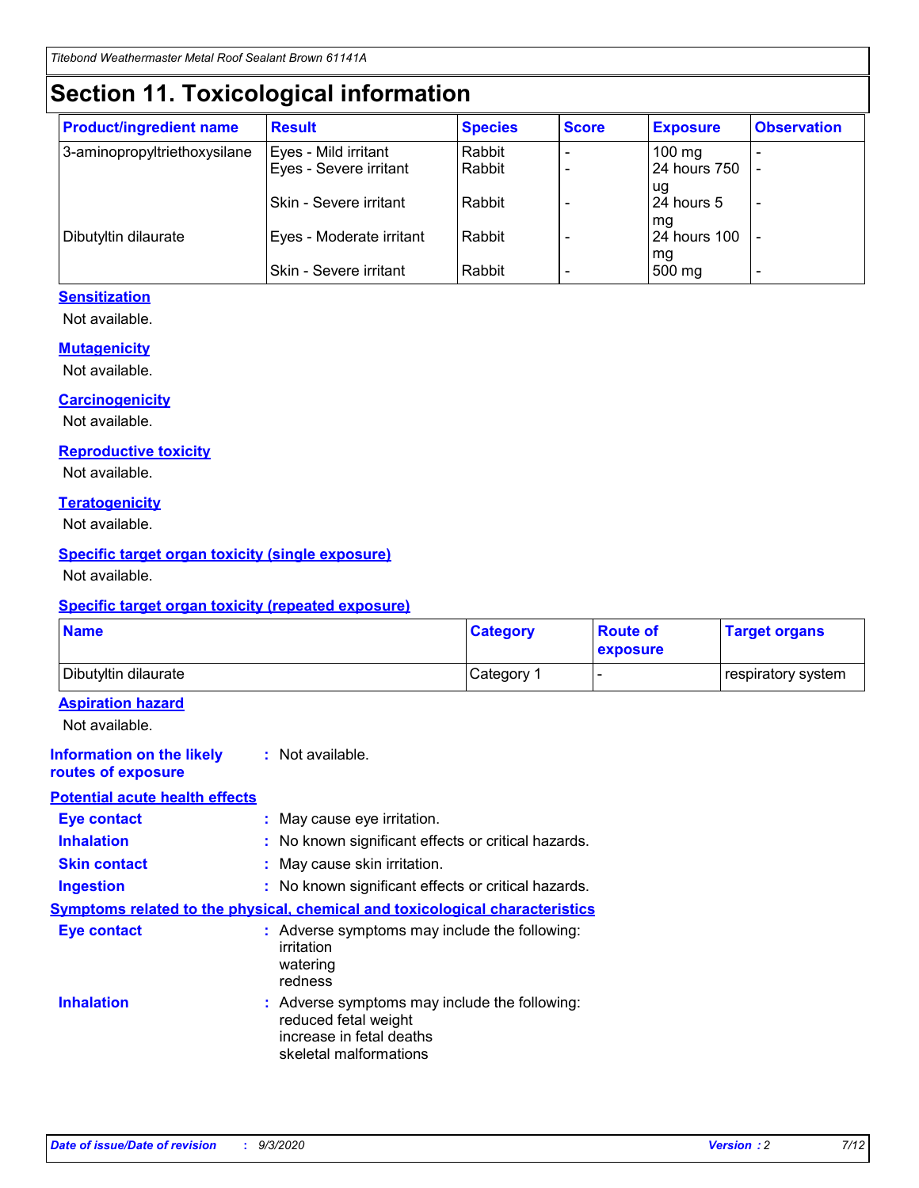# Section 11. Toxicological information

| Product/ingredient name | Result | Species | Score | Exposure | Observation |
|---|---|---|---|---|---|
| 3-aminopropyltriethoxysilane | Eyes - Mild irritant | Rabbit | - | 100 mg | - |
| | Eyes - Severe irritant | Rabbit | - | 24 hours 750 ug | - |
| | Skin - Severe irritant | Rabbit | - | 24 hours 5 mg | - |
| Dibutyltin dilaurate | Eyes - Moderate irritant | Rabbit | - | 24 hours 100 mg | - |
| | Skin - Severe irritant | Rabbit | - | 500 mg | - |

### Sensitization

Not available.

### Mutagenicity

Not available.

### Carcinogenicity

Not available.

### Reproductive toxicity

Not available.

### Teratogenicity

Not available.

### Specific target organ toxicity (single exposure)

Not available.

### Specific target organ toxicity (repeated exposure)

| Name | Category | Route of exposure | Target organs |
|---|---|---|---|
| Dibutyltin dilaurate | Category 1 | - | respiratory system |

### Aspiration hazard

Not available.

**Information on the likely routes of exposure** : Not available.

### Potential acute health effects

**Eye contact** : May cause eye irritation.

**Inhalation** : No known significant effects or critical hazards.

**Skin contact** : May cause skin irritation.

**Ingestion** : No known significant effects or critical hazards.

### Symptoms related to the physical, chemical and toxicological characteristics

**Eye contact** : Adverse symptoms may include the following:
irritation
watering
redness

**Inhalation** : Adverse symptoms may include the following:
reduced fetal weight
increase in fetal deaths
skeletal malformations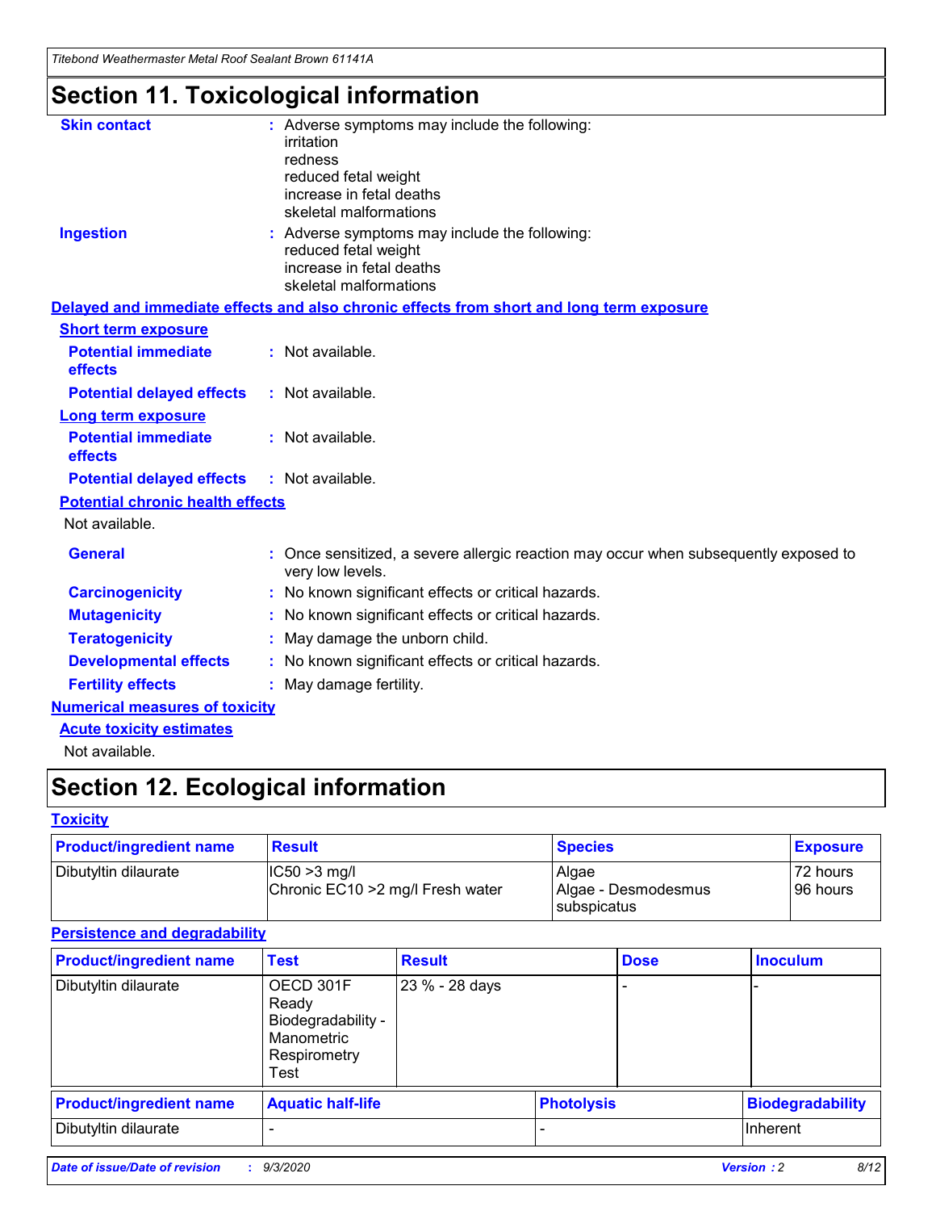# Section 11. Toxicological information

**Skin contact** : Adverse symptoms may include the following:
irritation
redness
reduced fetal weight
increase in fetal deaths
skeletal malformations

**Ingestion** : Adverse symptoms may include the following:
reduced fetal weight
increase in fetal deaths
skeletal malformations

**Delayed and immediate effects and also chronic effects from short and long term exposure**

**Short term exposure**

**Potential immediate effects** : Not available.

**Potential delayed effects** : Not available.

**Long term exposure**

**Potential immediate effects** : Not available.

**Potential delayed effects** : Not available.

**Potential chronic health effects**

Not available.

**General** : Once sensitized, a severe allergic reaction may occur when subsequently exposed to very low levels.

**Carcinogenicity** : No known significant effects or critical hazards.

**Mutagenicity** : No known significant effects or critical hazards.

**Teratogenicity** : May damage the unborn child.

**Developmental effects** : No known significant effects or critical hazards.

**Fertility effects** : May damage fertility.

**Numerical measures of toxicity**

**Acute toxicity estimates**

Not available.

# Section 12. Ecological information

**Toxicity**

| Product/ingredient name | Result | Species | Exposure |
|---|---|---|---|
| Dibutyltin dilaurate | IC50 >3 mg/l<br>Chronic EC10 >2 mg/l Fresh water | Algae<br>Algae - Desmodesmus subspicatus | 72 hours<br>96 hours |

**Persistence and degradability**

| Product/ingredient name | Test | Result | Dose | Inoculum |
|---|---|---|---|---|
| Dibutyltin dilaurate | OECD 301F Ready Biodegradability - Manometric Respirometry Test | 23 % - 28 days | - | - |

| Product/ingredient name | Aquatic half-life | Photolysis | Biodegradability |
|---|---|---|---|
| Dibutyltin dilaurate | - | - | Inherent |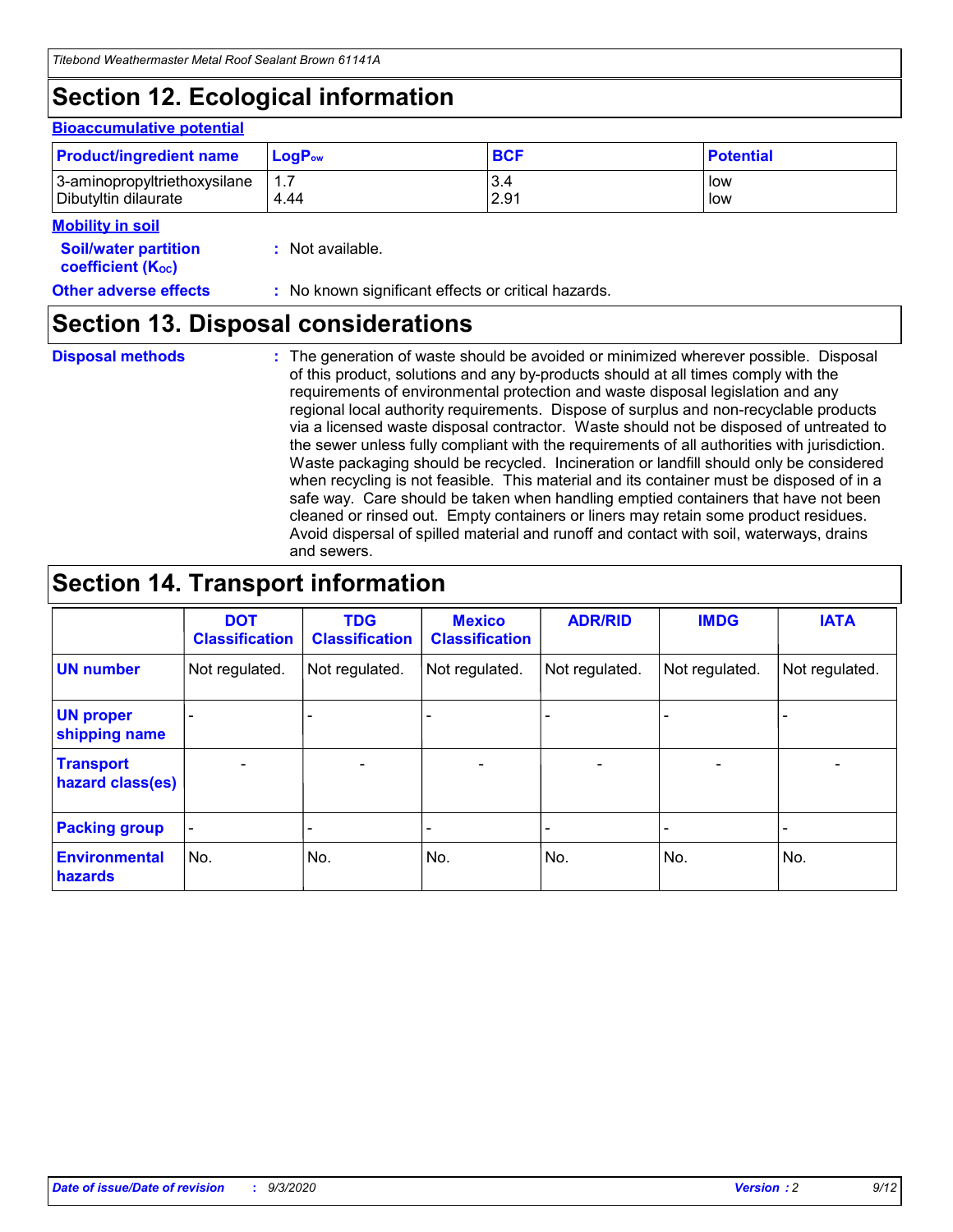# Section 12. Ecological information

### Bioaccumulative potential

| Product/ingredient name | $LogP_{ow}$ | BCF | Potential |
|---|---|---|---|
| 3-aminopropyltriethoxysilane | 1.7 | 3.4 | low |
| Dibutyltin dilaurate | 4.44 | 2.91 | low |

### Mobility in soil

**Soil/water partition coefficient ($K_{OC}$)** : Not available.

**Other adverse effects** : No known significant effects or critical hazards.

# Section 13. Disposal considerations

**Disposal methods** : The generation of waste should be avoided or minimized wherever possible. Disposal of this product, solutions and any by-products should at all times comply with the requirements of environmental protection and waste disposal legislation and any regional local authority requirements. Dispose of surplus and non-recyclable products via a licensed waste disposal contractor. Waste should not be disposed of untreated to the sewer unless fully compliant with the requirements of all authorities with jurisdiction. Waste packaging should be recycled. Incineration or landfill should only be considered when recycling is not feasible. This material and its container must be disposed of in a safe way. Care should be taken when handling emptied containers that have not been cleaned or rinsed out. Empty containers or liners may retain some product residues. Avoid dispersal of spilled material and runoff and contact with soil, waterways, drains and sewers.

# Section 14. Transport information

| | DOT Classification | TDG Classification | Mexico Classification | ADR/RID | IMDG | IATA |
|---|---|---|---|---|---|---|
| **UN number** | Not regulated. | Not regulated. | Not regulated. | Not regulated. | Not regulated. | Not regulated. |
| **UN proper shipping name** | - | - | - | - | - | - |
| **Transport hazard class(es)** | - | - | - | - | - | - |
| **Packing group** | - | - | - | - | - | - |
| **Environmental hazards** | No. | No. | No. | No. | No. | No. |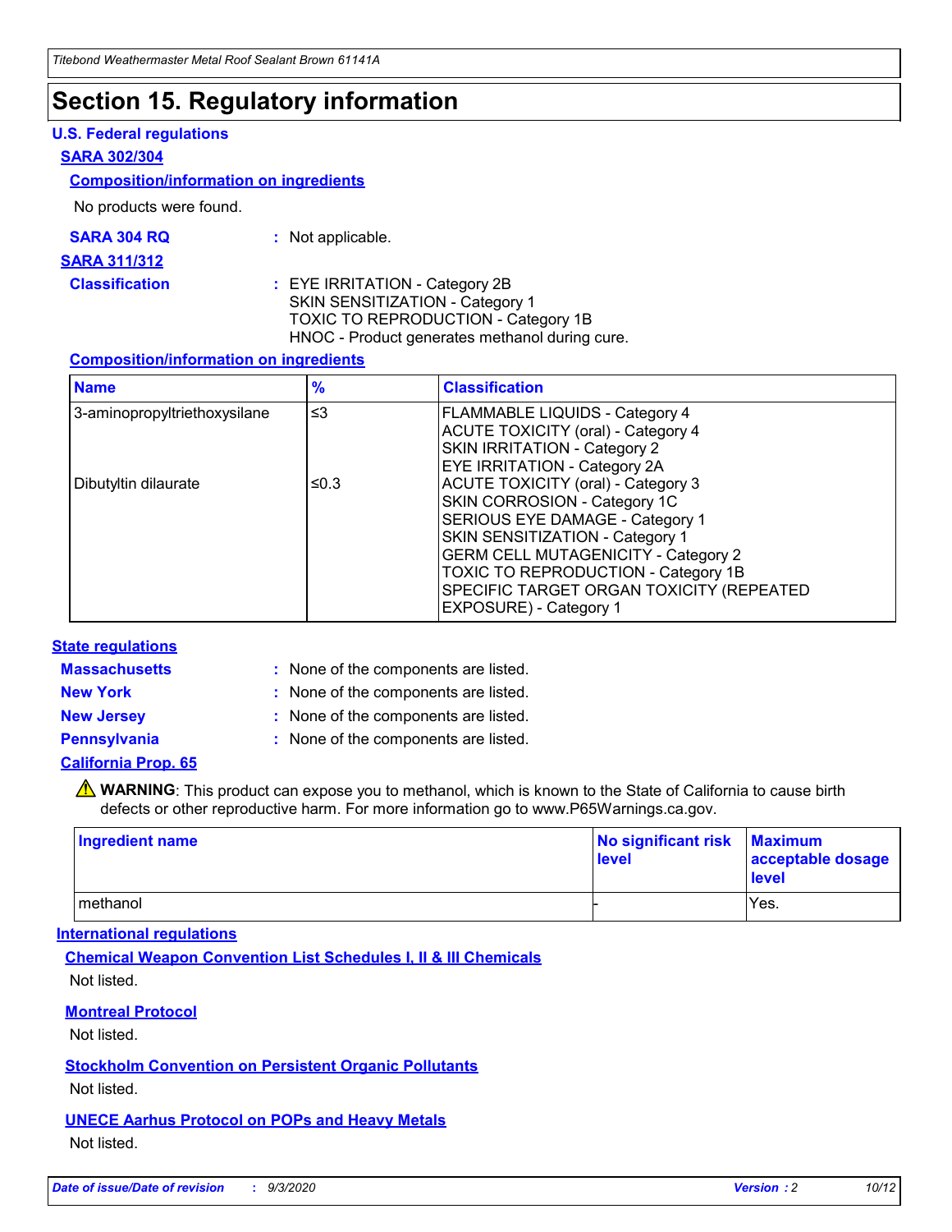# Section 15. Regulatory information

## U.S. Federal regulations

### SARA 302/304

#### Composition/information on ingredients

No products were found.

**SARA 304 RQ** : Not applicable.

### SARA 311/312

**Classification** : EYE IRRITATION - Category 2B
SKIN SENSITIZATION - Category 1
TOXIC TO REPRODUCTION - Category 1B
HNOC - Product generates methanol during cure.

#### Composition/information on ingredients

| Name | % | Classification |
|---|---|---|
| 3-aminopropyltriethoxysilane | ≤3 | FLAMMABLE LIQUIDS - Category 4<br>ACUTE TOXICITY (oral) - Category 4<br>SKIN IRRITATION - Category 2<br>EYE IRRITATION - Category 2A |
| Dibutyltin dilaurate | ≤0.3 | ACUTE TOXICITY (oral) - Category 3<br>SKIN CORROSION - Category 1C<br>SERIOUS EYE DAMAGE - Category 1<br>SKIN SENSITIZATION - Category 1<br>GERM CELL MUTAGENICITY - Category 2<br>TOXIC TO REPRODUCTION - Category 1B<br>SPECIFIC TARGET ORGAN TOXICITY (REPEATED EXPOSURE) - Category 1 |

## State regulations

**Massachusetts** : None of the components are listed.

**New York** : None of the components are listed.

**New Jersey** : None of the components are listed.

**Pennsylvania** : None of the components are listed.

### California Prop. 65

⚠ **WARNING**: This product can expose you to methanol, which is known to the State of California to cause birth defects or other reproductive harm. For more information go to www.P65Warnings.ca.gov.

| Ingredient name | No significant risk level | Maximum acceptable dosage level |
|---|---|---|
| methanol | - | Yes. |

## International regulations

### Chemical Weapon Convention List Schedules I, II & III Chemicals

Not listed.

### Montreal Protocol

Not listed.

### Stockholm Convention on Persistent Organic Pollutants

Not listed.

### UNECE Aarhus Protocol on POPs and Heavy Metals

Not listed.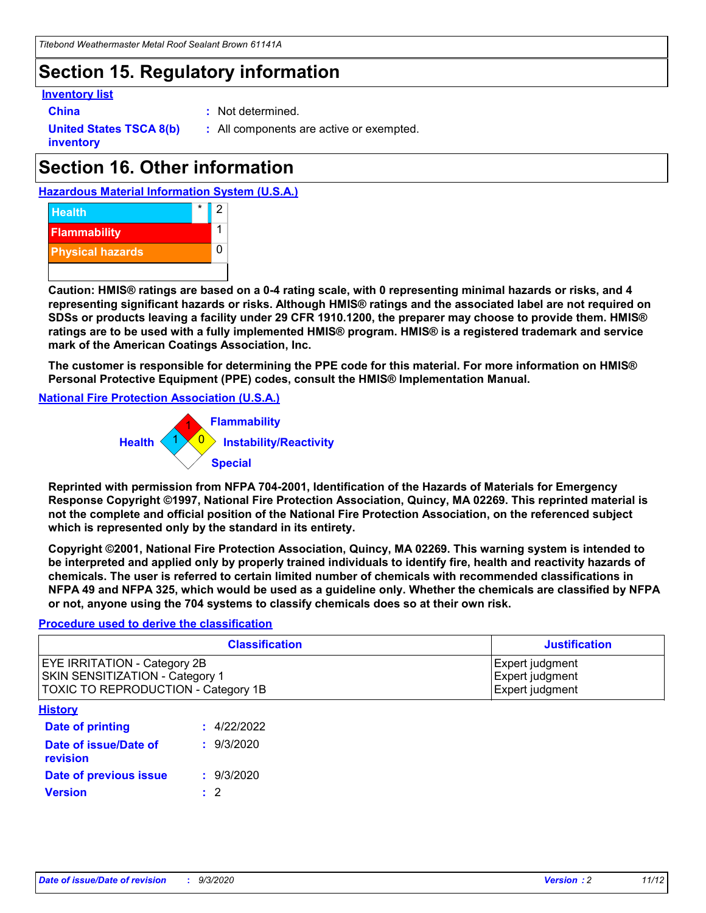## Section 15. Regulatory information

**Inventory list**

**China** : Not determined.

**United States TSCA 8(b) inventory** : All components are active or exempted.

## Section 16. Other information

**Hazardous Material Information System (U.S.A.)**

| | | |
|---|---|---|
| Health | * | 2 |
| Flammability | | 1 |
| Physical hazards | | 0 |

**Caution: HMIS® ratings are based on a 0-4 rating scale, with 0 representing minimal hazards or risks, and 4 representing significant hazards or risks. Although HMIS® ratings and the associated label are not required on SDSs or products leaving a facility under 29 CFR 1910.1200, the preparer may choose to provide them. HMIS® ratings are to be used with a fully implemented HMIS® program. HMIS® is a registered trademark and service mark of the American Coatings Association, Inc.**

**The customer is responsible for determining the PPE code for this material. For more information on HMIS® Personal Protective Equipment (PPE) codes, consult the HMIS® Implementation Manual.**

**National Fire Protection Association (U.S.A.)**

Flammability: 1
Health: 1
Instability/Reactivity: 0
Special:

**Reprinted with permission from NFPA 704-2001, Identification of the Hazards of Materials for Emergency Response Copyright ©1997, National Fire Protection Association, Quincy, MA 02269. This reprinted material is not the complete and official position of the National Fire Protection Association, on the referenced subject which is represented only by the standard in its entirety.**

**Copyright ©2001, National Fire Protection Association, Quincy, MA 02269. This warning system is intended to be interpreted and applied only by properly trained individuals to identify fire, health and reactivity hazards of chemicals. The user is referred to certain limited number of chemicals with recommended classifications in NFPA 49 and NFPA 325, which would be used as a guideline only. Whether the chemicals are classified by NFPA or not, anyone using the 704 systems to classify chemicals does so at their own risk.**

**Procedure used to derive the classification**

| Classification | Justification |
|---|---|
| EYE IRRITATION - Category 2B | Expert judgment |
| SKIN SENSITIZATION - Category 1 | Expert judgment |
| TOXIC TO REPRODUCTION - Category 1B | Expert judgment |

**History**

**Date of printing** : 4/22/2022

**Date of issue/Date of revision** : 9/3/2020

**Date of previous issue** : 9/3/2020

**Version** : 2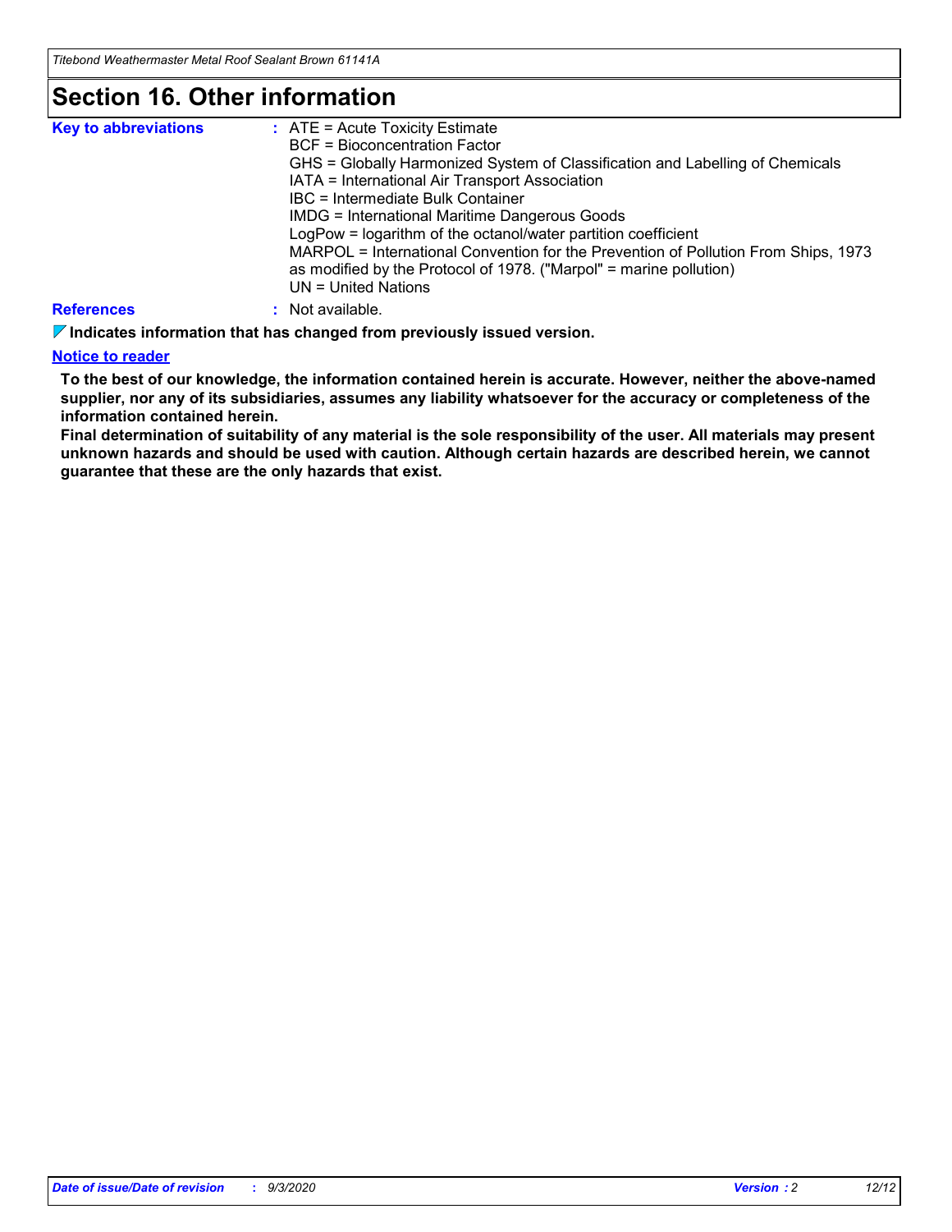# Section 16. Other information

**Key to abbreviations** : ATE = Acute Toxicity Estimate
BCF = Bioconcentration Factor
GHS = Globally Harmonized System of Classification and Labelling of Chemicals
IATA = International Air Transport Association
IBC = Intermediate Bulk Container
IMDG = International Maritime Dangerous Goods
LogPow = logarithm of the octanol/water partition coefficient
MARPOL = International Convention for the Prevention of Pollution From Ships, 1973 as modified by the Protocol of 1978. ("Marpol" = marine pollution)
UN = United Nations

**References** : Not available.

**Indicates information that has changed from previously issued version.**

**Notice to reader**

**To the best of our knowledge, the information contained herein is accurate. However, neither the above-named supplier, nor any of its subsidiaries, assumes any liability whatsoever for the accuracy or completeness of the information contained herein.**

**Final determination of suitability of any material is the sole responsibility of the user. All materials may present unknown hazards and should be used with caution. Although certain hazards are described herein, we cannot guarantee that these are the only hazards that exist.**